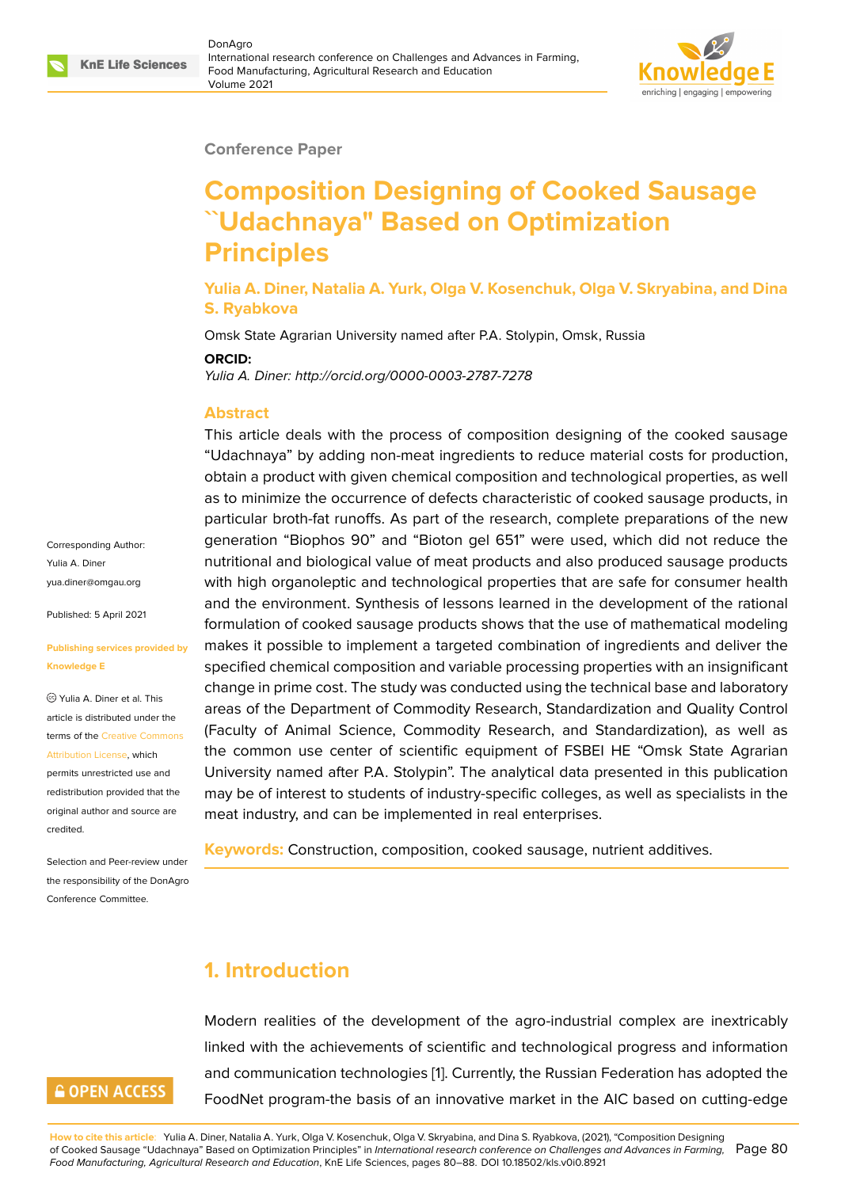Conference Paper

# Composition Designing of Cooked Sausage ``Udachnaya" Based on Optimization Principles

**Yulia A. Diner, Natalia A. Yurk, Olga V. Kosenchuk, Olga V. Skryabina, and Dina S. Ryabkova**

Omsk State Agrarian University named after P.A. Stolypin, Omsk, Russia

**ORCID:**

*Yulia A. Diner: http://orcid.org/0000-0003-2787-7278*

Corresponding Author: Yulia A. Diner yua.diner@omgau.org

Published: 5 April 2021

**Publishing services provided by Knowledge E**

Yulia A. Diner et al. This article is distributed under the terms of the Creative Commons Attribution License, which permits unrestricted use and redistribution provided that the original author and source are credited.

Selection and Peer-review under the responsibility of the DonAgro Conference Committee.

## Abstract

This article deals with the process of composition designing of the cooked sausage "Udachnaya" by adding non-meat ingredients to reduce material costs for production, obtain a product with given chemical composition and technological properties, as well as to minimize the occurrence of defects characteristic of cooked sausage products, in particular broth-fat runoffs. As part of the research, complete preparations of the new generation "Biophos 90" and "Bioton gel 651" were used, which did not reduce the nutritional and biological value of meat products and also produced sausage products with high organoleptic and technological properties that are safe for consumer health and the environment. Synthesis of lessons learned in the development of the rational formulation of cooked sausage products shows that the use of mathematical modeling makes it possible to implement a targeted combination of ingredients and deliver the specified chemical composition and variable processing properties with an insignificant change in prime cost. The study was conducted using the technical base and laboratory areas of the Department of Commodity Research, Standardization and Quality Control (Faculty of Animal Science, Commodity Research, and Standardization), as well as the common use center of scientific equipment of FSBEI HE "Omsk State Agrarian University named after P.A. Stolypin". The analytical data presented in this publication may be of interest to students of industry-specific colleges, as well as specialists in the meat industry, and can be implemented in real enterprises.

**Keywords:** Construction, composition, cooked sausage, nutrient additives.

## 1. Introduction

Modern realities of the development of the agro-industrial complex are inextricably linked with the achievements of scientific and technological progress and information and communication technologies [1]. Currently, the Russian Federation has adopted the FoodNet program-the basis of an innovative market in the AIC based on cutting-edge

**How to cite this article**: Yulia A. Diner, Natalia A. Yurk, Olga V. Kosenchuk, Olga V. Skryabina, and Dina S. Ryabkova, (2021), "Composition Designing of Cooked Sausage "Udachnaya" Based on Optimization Principles" in *International research conference on Challenges and Advances in Farming, Food Manufacturing, Agricultural Research and Education*, KnE Life Sciences, pages 80–88. DOI 10.18502/kls.v0i0.8921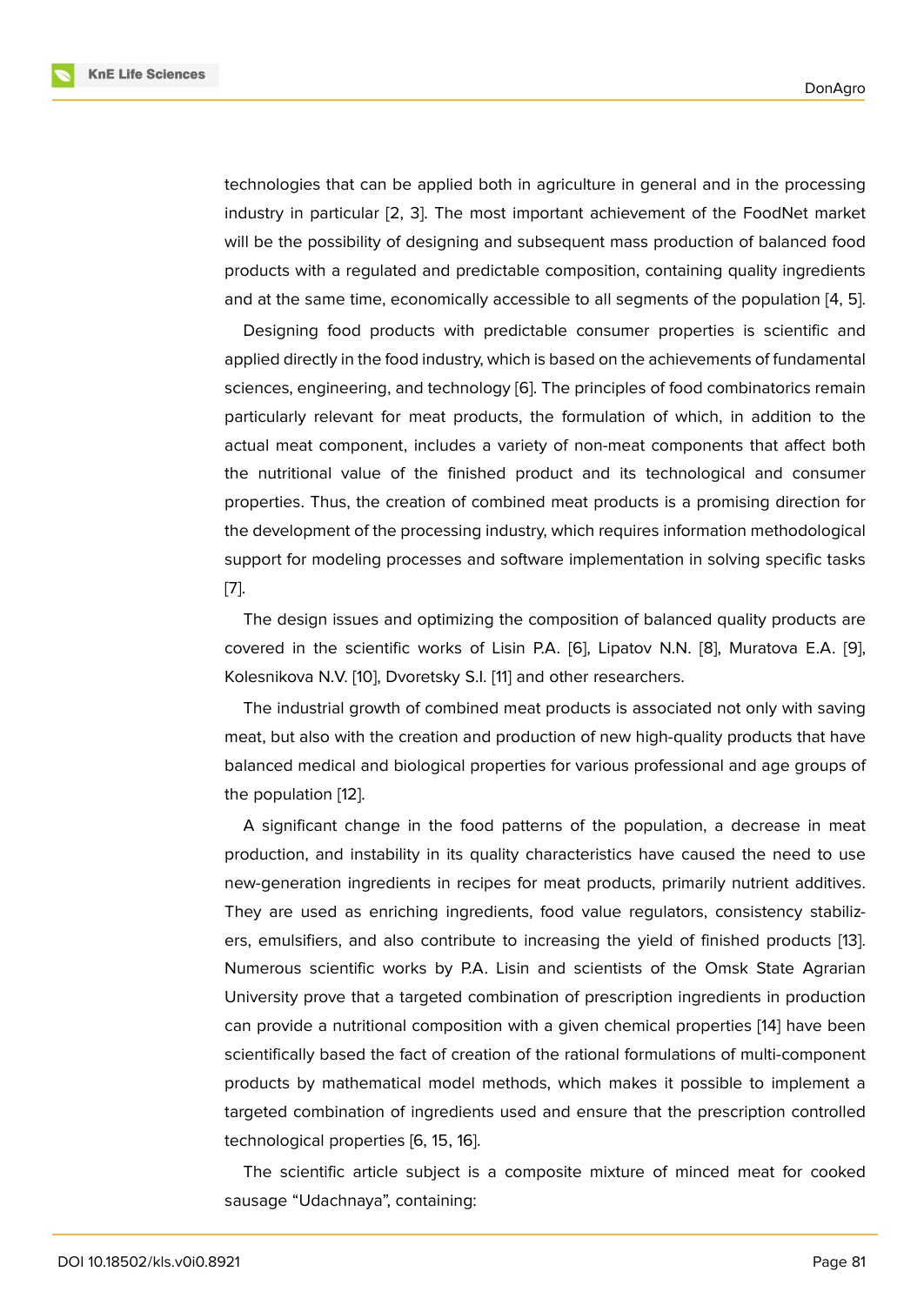technologies that can be applied both in agriculture in general and in the processing industry in particular [2, 3]. The most important achievement of the FoodNet market will be the possibility of designing and subsequent mass production of balanced food products with a regulated and predictable composition, containing quality ingredients and at the same time, economically accessible to all segments of the population [4, 5].

Designing food products with predictable consumer properties is scientific and applied directly in the food industry, which is based on the achievements of fundamental sciences, engineering, and technology [6]. The principles of food combinatorics remain particularly relevant for meat products, the formulation of which, in addition to the actual meat component, includes a variety of non-meat components that affect both the nutritional value of the finished product and its technological and consumer properties. Thus, the creation of combined meat products is a promising direction for the development of the processing industry, which requires information methodological support for modeling processes and software implementation in solving specific tasks [7].

The design issues and optimizing the composition of balanced quality products are covered in the scientific works of Lisin P.A. [6], Lipatov N.N. [8], Muratova E.A. [9], Kolesnikova N.V. [10], Dvoretsky S.I. [11] and other researchers.

The industrial growth of combined meat products is associated not only with saving meat, but also with the creation and production of new high-quality products that have balanced medical and biological properties for various professional and age groups of the population [12].

A significant change in the food patterns of the population, a decrease in meat production, and instability in its quality characteristics have caused the need to use new-generation ingredients in recipes for meat products, primarily nutrient additives. They are used as enriching ingredients, food value regulators, consistency stabilizers, emulsifiers, and also contribute to increasing the yield of finished products [13]. Numerous scientific works by P.A. Lisin and scientists of the Omsk State Agrarian University prove that a targeted combination of prescription ingredients in production can provide a nutritional composition with a given chemical properties [14] have been scientifically based the fact of creation of the rational formulations of multi-component products by mathematical model methods, which makes it possible to implement a targeted combination of ingredients used and ensure that the prescription controlled technological properties [6, 15, 16].

The scientific article subject is a composite mixture of minced meat for cooked sausage "Udachnaya", containing: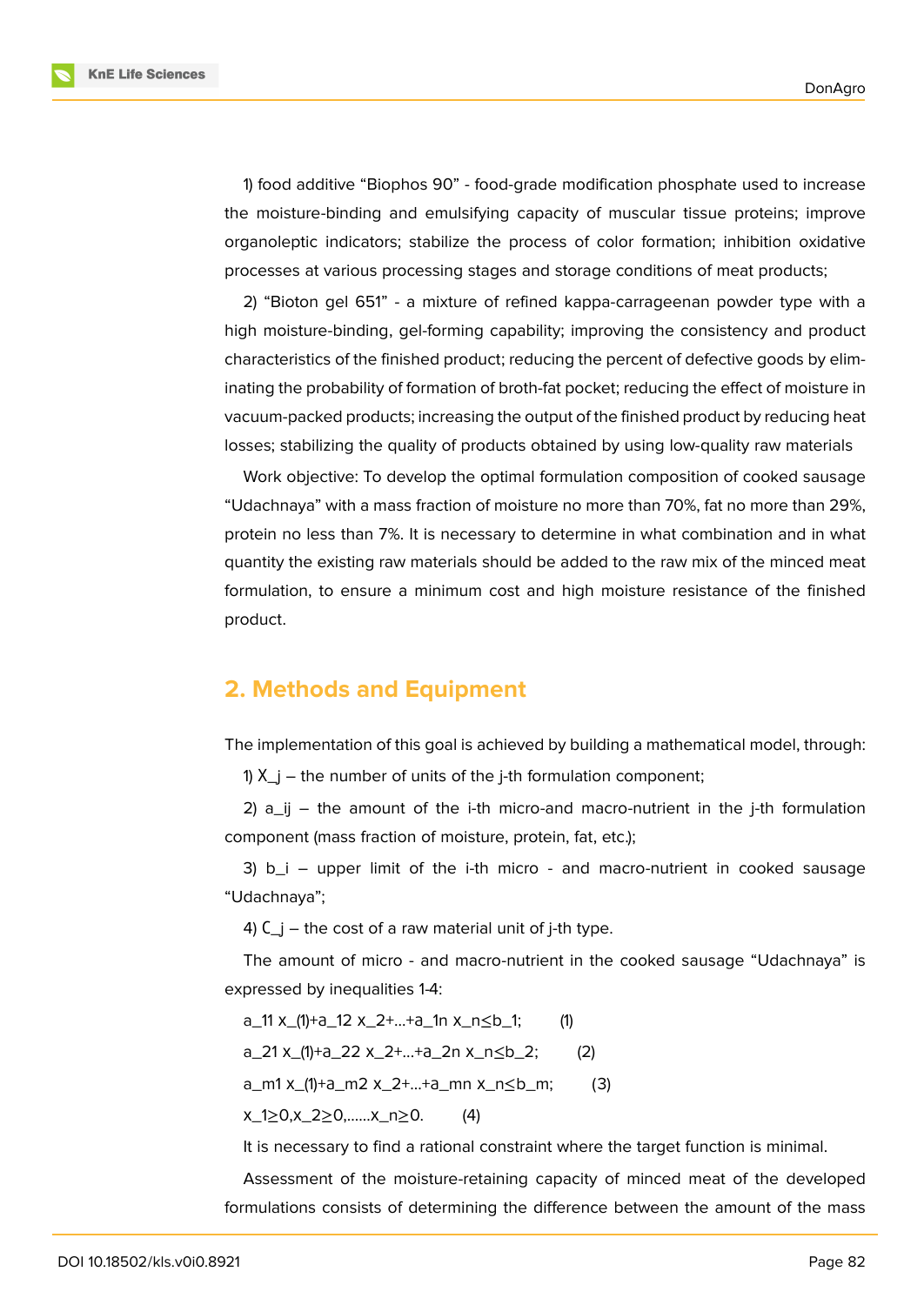1) food additive "Biophos 90" - food-grade modification phosphate used to increase the moisture-binding and emulsifying capacity of muscular tissue proteins; improve organoleptic indicators; stabilize the process of color formation; inhibition oxidative processes at various processing stages and storage conditions of meat products;

2) "Bioton gel 651" - a mixture of refined kappa-carrageenan powder type with a high moisture-binding, gel-forming capability; improving the consistency and product characteristics of the finished product; reducing the percent of defective goods by eliminating the probability of formation of broth-fat pocket; reducing the effect of moisture in vacuum-packed products; increasing the output of the finished product by reducing heat losses; stabilizing the quality of products obtained by using low-quality raw materials

Work objective: To develop the optimal formulation composition of cooked sausage "Udachnaya" with a mass fraction of moisture no more than 70%, fat no more than 29%, protein no less than 7%. It is necessary to determine in what combination and in what quantity the existing raw materials should be added to the raw mix of the minced meat formulation, to ensure a minimum cost and high moisture resistance of the finished product.

## 2. Methods and Equipment

The implementation of this goal is achieved by building a mathematical model, through:

1) $X_j$ – the number of units of the j-th formulation component;

2) $a_{ij}$ – the amount of the i-th micro-and macro-nutrient in the j-th formulation component (mass fraction of moisture, protein, fat, etc.);

3) $b_i$ – upper limit of the i-th micro - and macro-nutrient in cooked sausage "Udachnaya";

4) $C_j$ – the cost of a raw material unit of j-th type.

The amount of micro - and macro-nutrient in the cooked sausage "Udachnaya" is expressed by inequalities 1-4:

$$a_{11} x_{(1)}+a_{12} x_2+\ldots+a_{1n} x_n \leq b_1; \quad (1)$$

$$a_{21} x_{(1)}+a_{22} x_2+\ldots+a_{2n} x_n \leq b_2; \quad (2)$$

$$a_{m1} x_{(1)}+a_{m2} x_2+\ldots+a_{mn} x_n \leq b_m; \quad (3)$$

$$x_1 \geq 0, x_2 \geq 0, \ldots\ldots x_n \geq 0. \quad (4)$$

It is necessary to find a rational constraint where the target function is minimal.

Assessment of the moisture-retaining capacity of minced meat of the developed formulations consists of determining the difference between the amount of the mass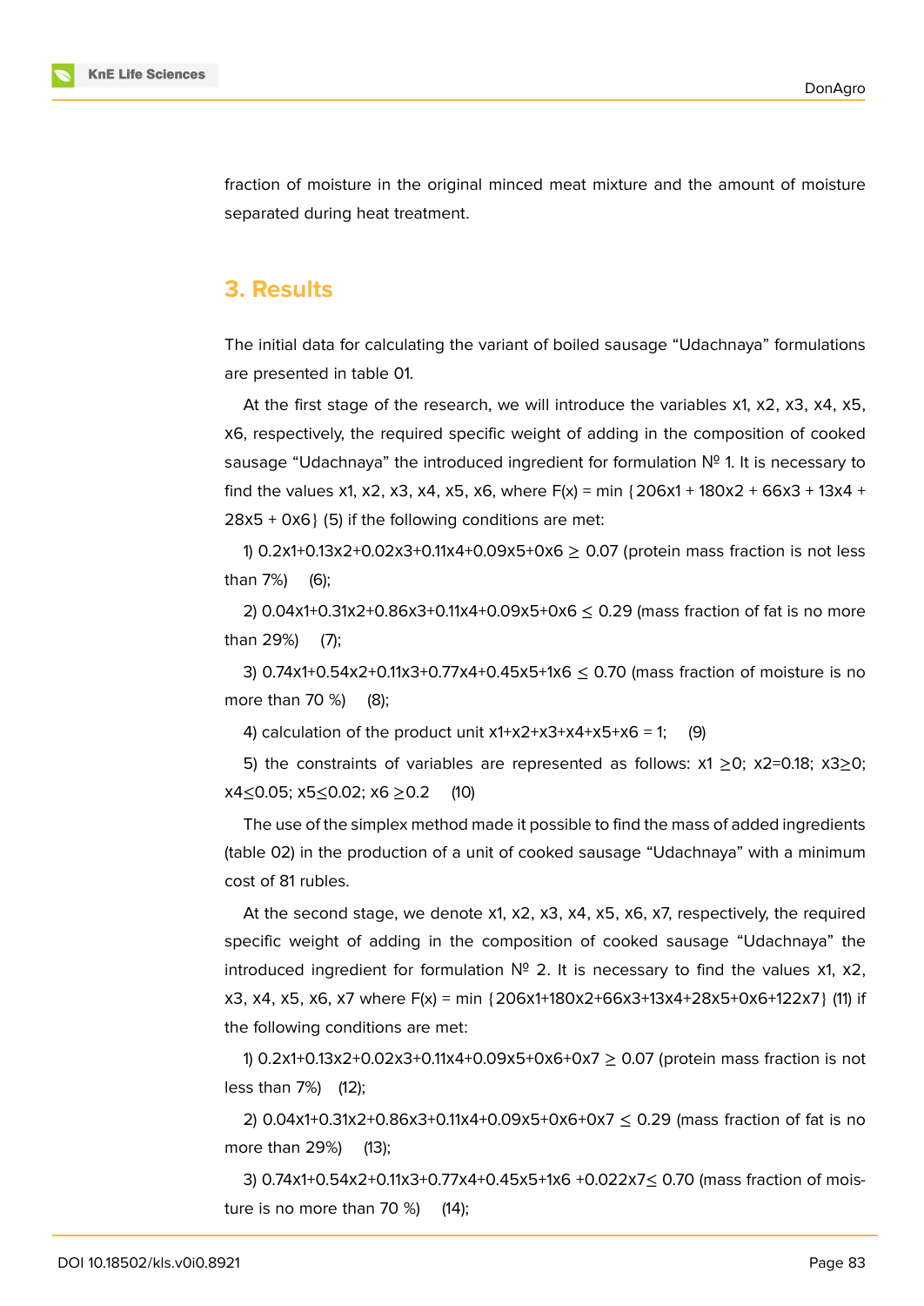fraction of moisture in the original minced meat mixture and the amount of moisture separated during heat treatment.

## 3. Results

The initial data for calculating the variant of boiled sausage “Udachnaya” formulations are presented in table 01.

At the first stage of the research, we will introduce the variables $x1$, $x2$, $x3$, $x4$, $x5$, $x6$, respectively, the required specific weight of adding in the composition of cooked sausage “Udachnaya” the introduced ingredient for formulation № 1. It is necessary to find the values $x1$, $x2$, $x3$, $x4$, $x5$, $x6$, where $F(x) = \min\{206x1 + 180x2 + 66x3 + 13x4 + 28x5 + 0x6\}$ (5) if the following conditions are met:

1) $0.2x1+0.13x2+0.02x3+0.11x4+0.09x5+0x6 \geq 0.07$ (protein mass fraction is not less than 7%) (6);

2) $0.04x1+0.31x2+0.86x3+0.11x4+0.09x5+0x6 \leq 0.29$ (mass fraction of fat is no more than 29%) (7);

3) $0.74x1+0.54x2+0.11x3+0.77x4+0.45x5+1x6 \leq 0.70$ (mass fraction of moisture is no more than 70 %) (8);

4) calculation of the product unit $x1+x2+x3+x4+x5+x6 = 1$; (9)

5) the constraints of variables are represented as follows: $x1 \geq 0$; $x2=0.18$; $x3 \geq 0$; $x4 \leq 0.05$; $x5 \leq 0.02$; $x6 \geq 0.2$ (10)

The use of the simplex method made it possible to find the mass of added ingredients (table 02) in the production of a unit of cooked sausage “Udachnaya” with a minimum cost of 81 rubles.

At the second stage, we denote $x1$, $x2$, $x3$, $x4$, $x5$, $x6$, $x7$, respectively, the required specific weight of adding in the composition of cooked sausage “Udachnaya” the introduced ingredient for formulation № 2. It is necessary to find the values $x1$, $x2$, $x3$, $x4$, $x5$, $x6$, $x7$ where $F(x) = \min\{206x1+180x2+66x3+13x4+28x5+0x6+122x7\}$ (11) if the following conditions are met:

1) $0.2x1+0.13x2+0.02x3+0.11x4+0.09x5+0x6+0x7 \geq 0.07$ (protein mass fraction is not less than 7%) (12);

2) $0.04x1+0.31x2+0.86x3+0.11x4+0.09x5+0x6+0x7 \leq 0.29$ (mass fraction of fat is no more than 29%) (13);

3) $0.74x1+0.54x2+0.11x3+0.77x4+0.45x5+1x6 +0.022x7 \leq 0.70$ (mass fraction of moisture is no more than 70 %) (14);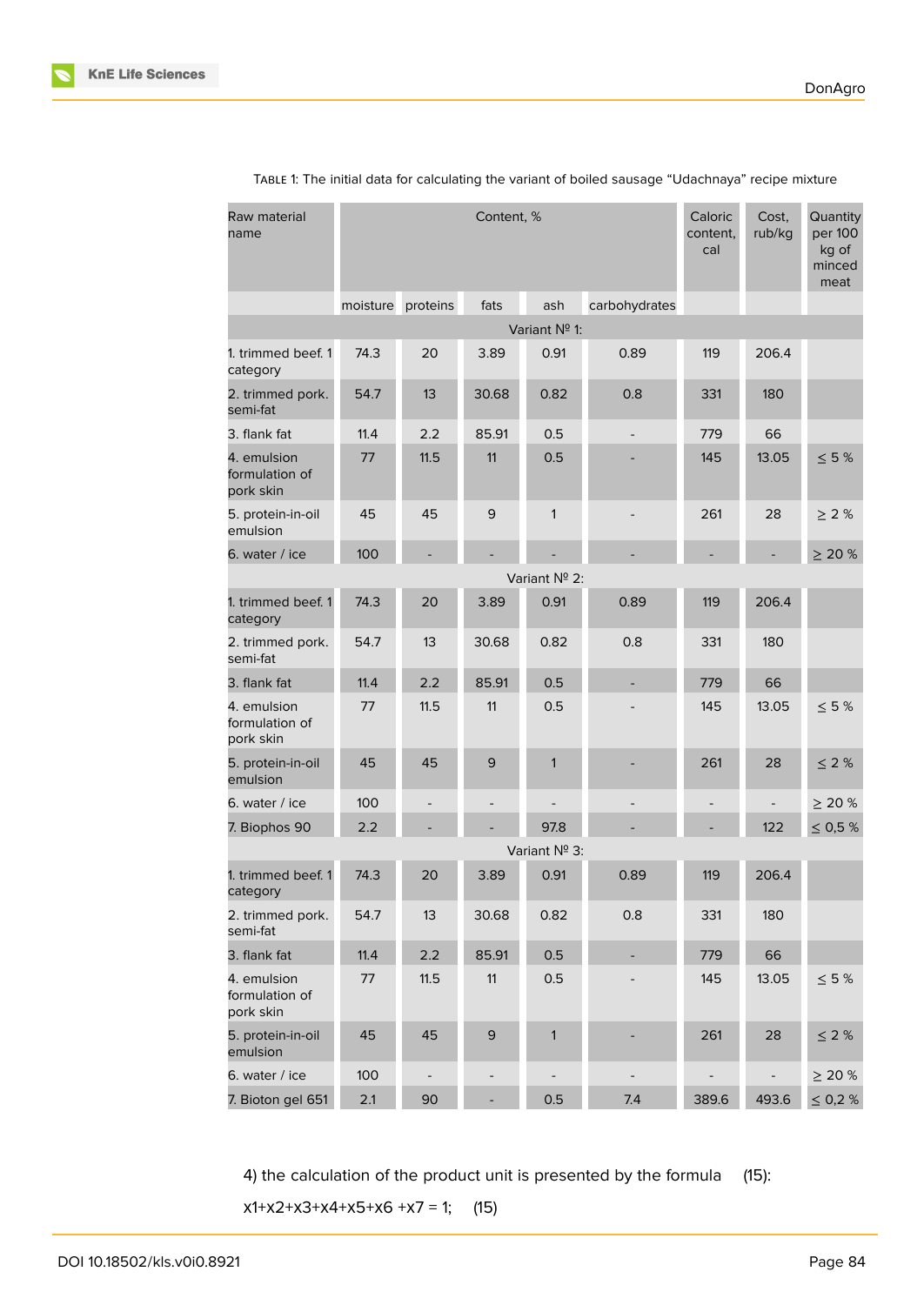Table 1: The initial data for calculating the variant of boiled sausage “Udachnaya” recipe mixture

| Raw material name | Content, % | | | | | Caloric content, cal | Cost, rub/kg | Quantity per 100 kg of minced meat |
|---|---|---|---|---|---|---|---|---|
| | moisture | proteins | fats | ash | carbohydrates | | | |
| Variant № 1: | | | | | | | | |
| 1. trimmed beef. 1 category | 74.3 | 20 | 3.89 | 0.91 | 0.89 | 119 | 206.4 | |
| 2. trimmed pork. semi-fat | 54.7 | 13 | 30.68 | 0.82 | 0.8 | 331 | 180 | |
| 3. flank fat | 11.4 | 2.2 | 85.91 | 0.5 | - | 779 | 66 | |
| 4. emulsion formulation of pork skin | 77 | 11.5 | 11 | 0.5 | - | 145 | 13.05 | ≤ 5 % |
| 5. protein-in-oil emulsion | 45 | 45 | 9 | 1 | - | 261 | 28 | ≥ 2 % |
| 6. water / ice | 100 | - | - | - | - | - | - | ≥ 20 % |
| Variant № 2: | | | | | | | | |
| 1. trimmed beef. 1 category | 74.3 | 20 | 3.89 | 0.91 | 0.89 | 119 | 206.4 | |
| 2. trimmed pork. semi-fat | 54.7 | 13 | 30.68 | 0.82 | 0.8 | 331 | 180 | |
| 3. flank fat | 11.4 | 2.2 | 85.91 | 0.5 | - | 779 | 66 | |
| 4. emulsion formulation of pork skin | 77 | 11.5 | 11 | 0.5 | - | 145 | 13.05 | ≤ 5 % |
| 5. protein-in-oil emulsion | 45 | 45 | 9 | 1 | - | 261 | 28 | ≤ 2 % |
| 6. water / ice | 100 | - | - | - | - | - | - | ≥ 20 % |
| 7. Biophos 90 | 2.2 | - | - | 97.8 | - | - | 122 | ≤ 0,5 % |
| Variant № 3: | | | | | | | | |
| 1. trimmed beef. 1 category | 74.3 | 20 | 3.89 | 0.91 | 0.89 | 119 | 206.4 | |
| 2. trimmed pork. semi-fat | 54.7 | 13 | 30.68 | 0.82 | 0.8 | 331 | 180 | |
| 3. flank fat | 11.4 | 2.2 | 85.91 | 0.5 | - | 779 | 66 | |
| 4. emulsion formulation of pork skin | 77 | 11.5 | 11 | 0.5 | - | 145 | 13.05 | ≤ 5 % |
| 5. protein-in-oil emulsion | 45 | 45 | 9 | 1 | - | 261 | 28 | ≤ 2 % |
| 6. water / ice | 100 | - | - | - | - | - | - | ≥ 20 % |
| 7. Bioton gel 651 | 2.1 | 90 | - | 0.5 | 7.4 | 389.6 | 493.6 | ≤ 0,2 % |

4) the calculation of the product unit is presented by the formula (15):

$$x_1+x_2+x_3+x_4+x_5+x_6+x_7 = 1; \quad (15)$$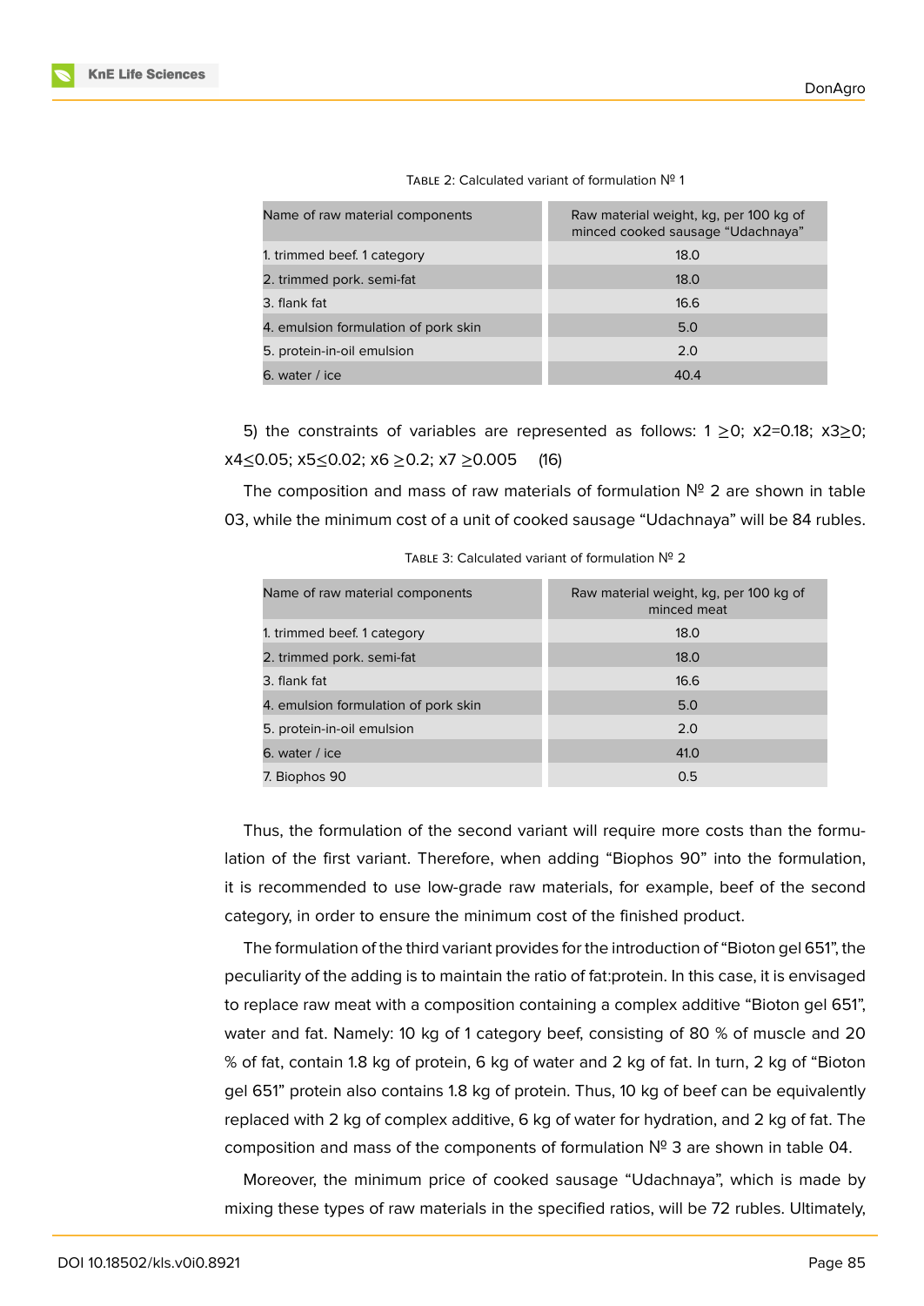Table 2: Calculated variant of formulation № 1

| Name of raw material components | Raw material weight, kg, per 100 kg of minced cooked sausage “Udachnaya” |
|---|---|
| 1. trimmed beef. 1 category | 18.0 |
| 2. trimmed pork. semi-fat | 18.0 |
| 3. flank fat | 16.6 |
| 4. emulsion formulation of pork skin | 5.0 |
| 5. protein-in-oil emulsion | 2.0 |
| 6. water / ice | 40.4 |

5) the constraints of variables are represented as follows: 1 $\geq$0; x2=0.18; x3$\geq$0; x4$\leq$0.05; x5$\leq$0.02; x6 $\geq$0.2; x7 $\geq$0.005 (16)

The composition and mass of raw materials of formulation № 2 are shown in table 03, while the minimum cost of a unit of cooked sausage “Udachnaya” will be 84 rubles.

Table 3: Calculated variant of formulation № 2

| Name of raw material components | Raw material weight, kg, per 100 kg of minced meat |
|---|---|
| 1. trimmed beef. 1 category | 18.0 |
| 2. trimmed pork. semi-fat | 18.0 |
| 3. flank fat | 16.6 |
| 4. emulsion formulation of pork skin | 5.0 |
| 5. protein-in-oil emulsion | 2.0 |
| 6. water / ice | 41.0 |
| 7. Biophos 90 | 0.5 |

Thus, the formulation of the second variant will require more costs than the formulation of the first variant. Therefore, when adding “Biophos 90” into the formulation, it is recommended to use low-grade raw materials, for example, beef of the second category, in order to ensure the minimum cost of the finished product.

The formulation of the third variant provides for the introduction of “Bioton gel 651”, the peculiarity of the adding is to maintain the ratio of fat:protein. In this case, it is envisaged to replace raw meat with a composition containing a complex additive “Bioton gel 651”, water and fat. Namely: 10 kg of 1 category beef, consisting of 80 % of muscle and 20 % of fat, contain 1.8 kg of protein, 6 kg of water and 2 kg of fat. In turn, 2 kg of “Bioton gel 651” protein also contains 1.8 kg of protein. Thus, 10 kg of beef can be equivalently replaced with 2 kg of complex additive, 6 kg of water for hydration, and 2 kg of fat. The composition and mass of the components of formulation № 3 are shown in table 04.

Moreover, the minimum price of cooked sausage “Udachnaya”, which is made by mixing these types of raw materials in the specified ratios, will be 72 rubles. Ultimately,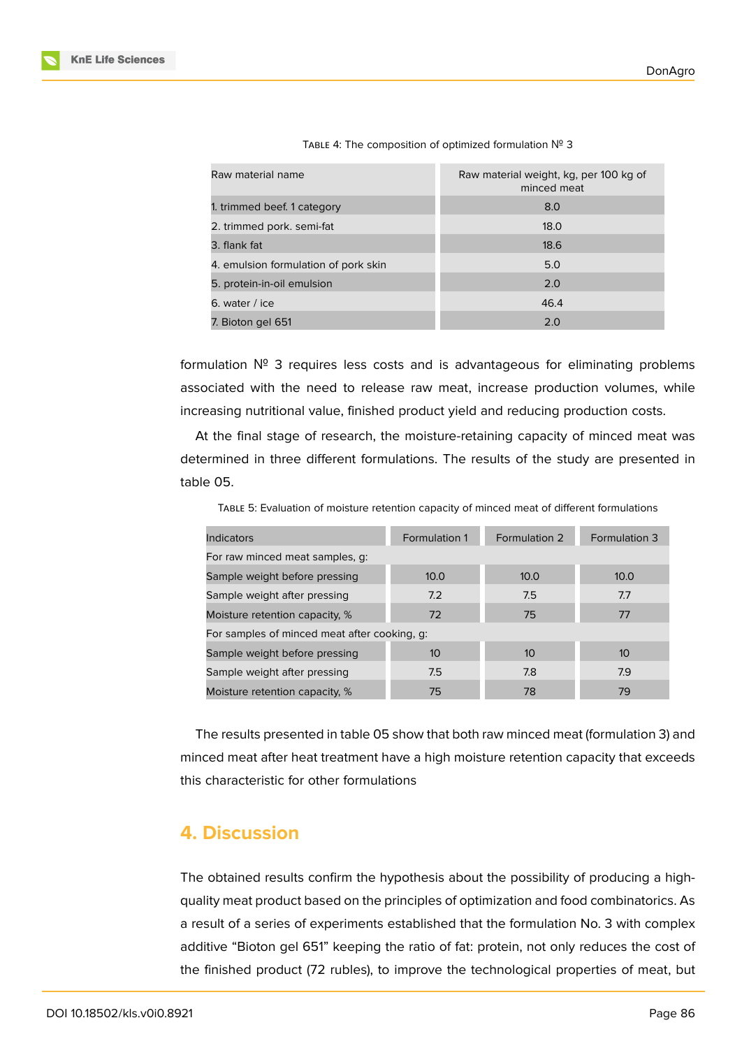Table 4: The composition of optimized formulation № 3

| Raw material name | Raw material weight, kg, per 100 kg of minced meat |
|---|---|
| 1. trimmed beef. 1 category | 8.0 |
| 2. trimmed pork. semi-fat | 18.0 |
| 3. flank fat | 18.6 |
| 4. emulsion formulation of pork skin | 5.0 |
| 5. protein-in-oil emulsion | 2.0 |
| 6. water / ice | 46.4 |
| 7. Bioton gel 651 | 2.0 |

formulation № 3 requires less costs and is advantageous for eliminating problems associated with the need to release raw meat, increase production volumes, while increasing nutritional value, finished product yield and reducing production costs.

At the final stage of research, the moisture-retaining capacity of minced meat was determined in three different formulations. The results of the study are presented in table 05.

Table 5: Evaluation of moisture retention capacity of minced meat of different formulations

| Indicators | Formulation 1 | Formulation 2 | Formulation 3 |
|---|---|---|---|
| For raw minced meat samples, g: | | | |
| Sample weight before pressing | 10.0 | 10.0 | 10.0 |
| Sample weight after pressing | 7.2 | 7.5 | 7.7 |
| Moisture retention capacity, % | 72 | 75 | 77 |
| For samples of minced meat after cooking, g: | | | |
| Sample weight before pressing | 10 | 10 | 10 |
| Sample weight after pressing | 7.5 | 7.8 | 7.9 |
| Moisture retention capacity, % | 75 | 78 | 79 |

The results presented in table 05 show that both raw minced meat (formulation 3) and minced meat after heat treatment have a high moisture retention capacity that exceeds this characteristic for other formulations

## 4. Discussion

The obtained results confirm the hypothesis about the possibility of producing a high-quality meat product based on the principles of optimization and food combinatorics. As a result of a series of experiments established that the formulation No. 3 with complex additive "Bioton gel 651" keeping the ratio of fat: protein, not only reduces the cost of the finished product (72 rubles), to improve the technological properties of meat, but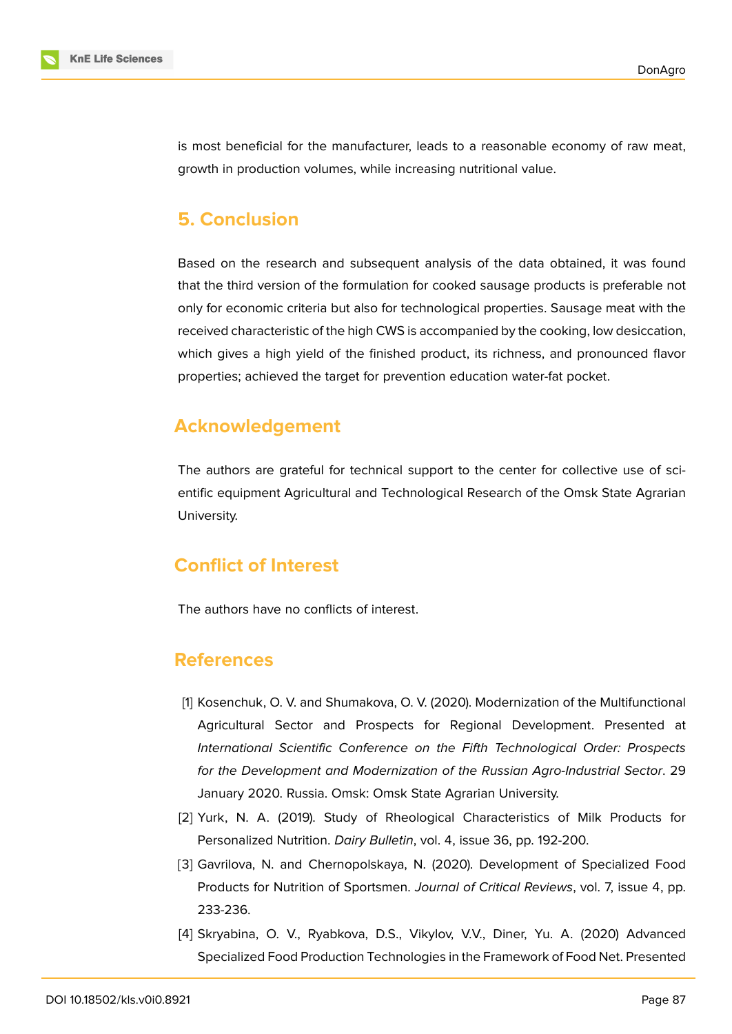is most beneficial for the manufacturer, leads to a reasonable economy of raw meat, growth in production volumes, while increasing nutritional value.

## 5. Conclusion

Based on the research and subsequent analysis of the data obtained, it was found that the third version of the formulation for cooked sausage products is preferable not only for economic criteria but also for technological properties. Sausage meat with the received characteristic of the high CWS is accompanied by the cooking, low desiccation, which gives a high yield of the finished product, its richness, and pronounced flavor properties; achieved the target for prevention education water-fat pocket.

## Acknowledgement

The authors are grateful for technical support to the center for collective use of scientific equipment Agricultural and Technological Research of the Omsk State Agrarian University.

## Conflict of Interest

The authors have no conflicts of interest.

## References

[1] Kosenchuk, O. V. and Shumakova, O. V. (2020). Modernization of the Multifunctional Agricultural Sector and Prospects for Regional Development. Presented at *International Scientific Conference on the Fifth Technological Order: Prospects for the Development and Modernization of the Russian Agro-Industrial Sector*. 29 January 2020. Russia. Omsk: Omsk State Agrarian University.

[2] Yurk, N. A. (2019). Study of Rheological Characteristics of Milk Products for Personalized Nutrition. *Dairy Bulletin*, vol. 4, issue 36, pp. 192-200.

[3] Gavrilova, N. and Chernopolskaya, N. (2020). Development of Specialized Food Products for Nutrition of Sportsmen. *Journal of Critical Reviews*, vol. 7, issue 4, pp. 233-236.

[4] Skryabina, O. V., Ryabkova, D.S., Vikylov, V.V., Diner, Yu. A. (2020) Advanced Specialized Food Production Technologies in the Framework of Food Net. Presented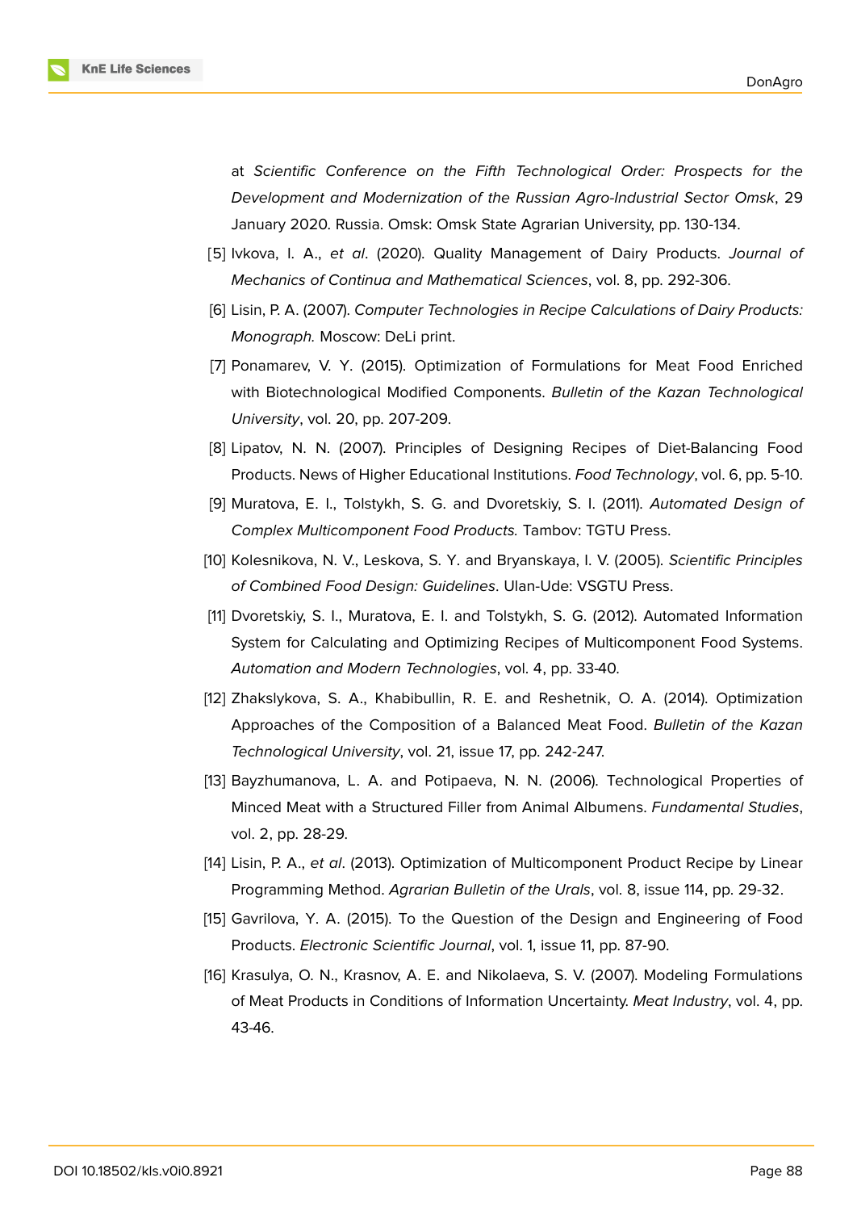at *Scientific Conference on the Fifth Technological Order: Prospects for the Development and Modernization of the Russian Agro-Industrial Sector Omsk*, 29 January 2020. Russia. Omsk: Omsk State Agrarian University, pp. 130-134.

[5] Ivkova, I. A., *et al*. (2020). Quality Management of Dairy Products. *Journal of Mechanics of Continua and Mathematical Sciences*, vol. 8, pp. 292-306.

[6] Lisin, P. A. (2007). *Computer Technologies in Recipe Calculations of Dairy Products: Monograph.* Moscow: DeLi print.

[7] Ponamarev, V. Y. (2015). Optimization of Formulations for Meat Food Enriched with Biotechnological Modified Components. *Bulletin of the Kazan Technological University*, vol. 20, pp. 207-209.

[8] Lipatov, N. N. (2007). Principles of Designing Recipes of Diet-Balancing Food Products. News of Higher Educational Institutions. *Food Technology*, vol. 6, pp. 5-10.

[9] Muratova, E. I., Tolstykh, S. G. and Dvoretskiy, S. I. (2011). *Automated Design of Complex Multicomponent Food Products.* Tambov: TGTU Press.

[10] Kolesnikova, N. V., Leskova, S. Y. and Bryanskaya, I. V. (2005). *Scientific Principles of Combined Food Design: Guidelines*. Ulan-Ude: VSGTU Press.

[11] Dvoretskiy, S. I., Muratova, E. I. and Tolstykh, S. G. (2012). Automated Information System for Calculating and Optimizing Recipes of Multicomponent Food Systems. *Automation and Modern Technologies*, vol. 4, pp. 33-40.

[12] Zhakslykova, S. A., Khabibullin, R. E. and Reshetnik, O. A. (2014). Optimization Approaches of the Composition of a Balanced Meat Food. *Bulletin of the Kazan Technological University*, vol. 21, issue 17, pp. 242-247.

[13] Bayzhumanova, L. A. and Potipaeva, N. N. (2006). Technological Properties of Minced Meat with a Structured Filler from Animal Albumens. *Fundamental Studies*, vol. 2, pp. 28-29.

[14] Lisin, P. A., *et al*. (2013). Optimization of Multicomponent Product Recipe by Linear Programming Method. *Agrarian Bulletin of the Urals*, vol. 8, issue 114, pp. 29-32.

[15] Gavrilova, Y. A. (2015). To the Question of the Design and Engineering of Food Products. *Electronic Scientific Journal*, vol. 1, issue 11, pp. 87-90.

[16] Krasulya, O. N., Krasnov, A. E. and Nikolaeva, S. V. (2007). Modeling Formulations of Meat Products in Conditions of Information Uncertainty. *Meat Industry*, vol. 4, pp. 43-46.